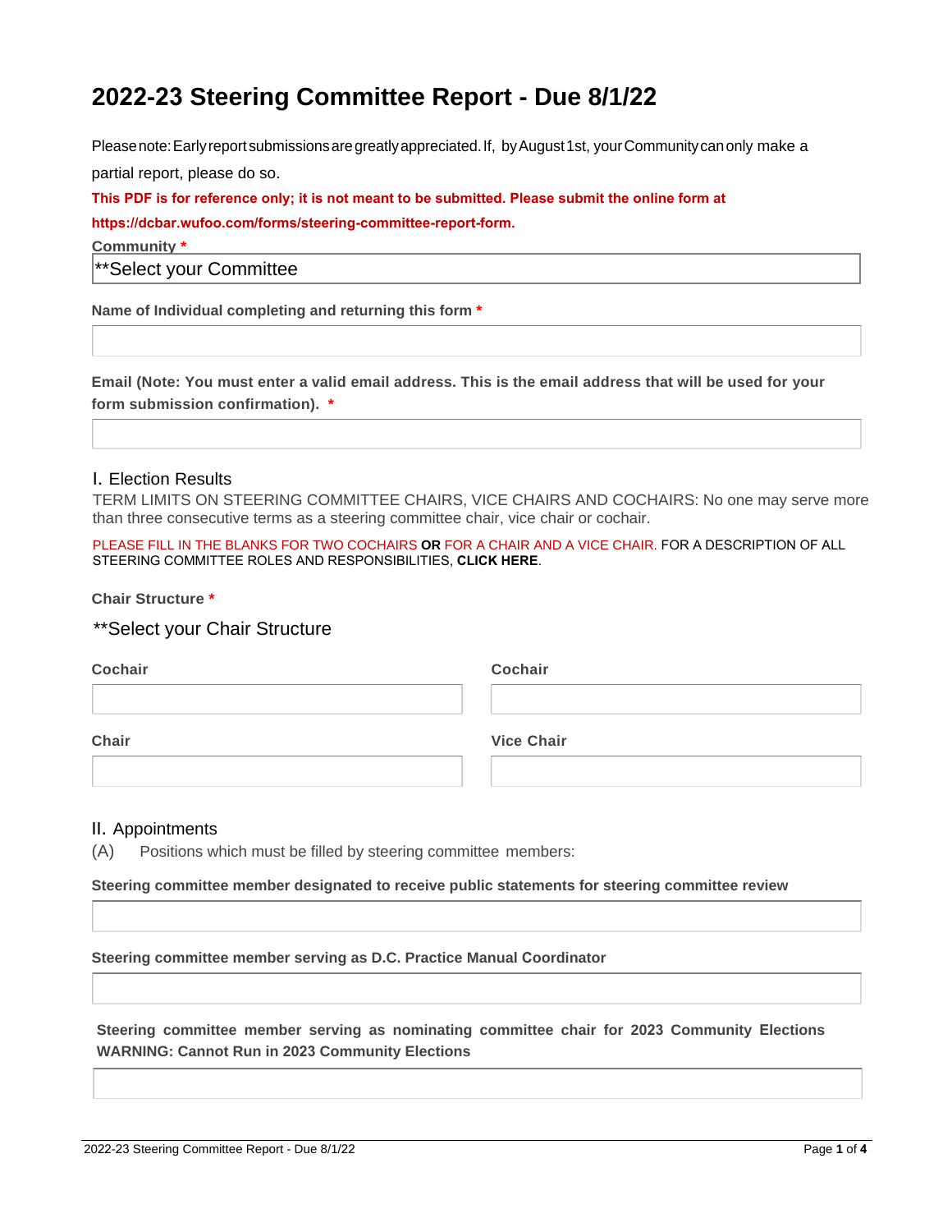# 2022-23 Steering Committee Report - Due 8/1/22

Please note: Early report submissions are greatly appreciated. If, by August 1st, your Community can only make a partial report, please do so.

**This PDF is for reference only; it is not meant to be submitted. Please submit the online form at https://dcbar.wufoo.com/forms/steering-committee-report-form.**

**Community** *

**Select your Committee

**Name of Individual completing and returning this form** *

**Email (Note: You must enter a valid email address. This is the email address that will be used for your form submission confirmation).** *

## I. Election Results

TERM LIMITS ON STEERING COMMITTEE CHAIRS, VICE CHAIRS AND COCHAIRS: No one may serve more than three consecutive terms as a steering committee chair, vice chair or cochair.

PLEASE FILL IN THE BLANKS FOR TWO COCHAIRS **OR** FOR A CHAIR AND A VICE CHAIR. FOR A DESCRIPTION OF ALL STEERING COMMITTEE ROLES AND RESPONSIBILITIES, **CLICK HERE**.

**Chair Structure** *

**Select your Chair Structure

**Cochair**

**Cochair**

**Chair**

**Vice Chair**

## II. Appointments

(A) Positions which must be filled by steering committee members:

**Steering committee member designated to receive public statements for steering committee review**

**Steering committee member serving as D.C. Practice Manual Coordinator**

**Steering committee member serving as nominating committee chair for 2023 Community Elections WARNING: Cannot Run in 2023 Community Elections**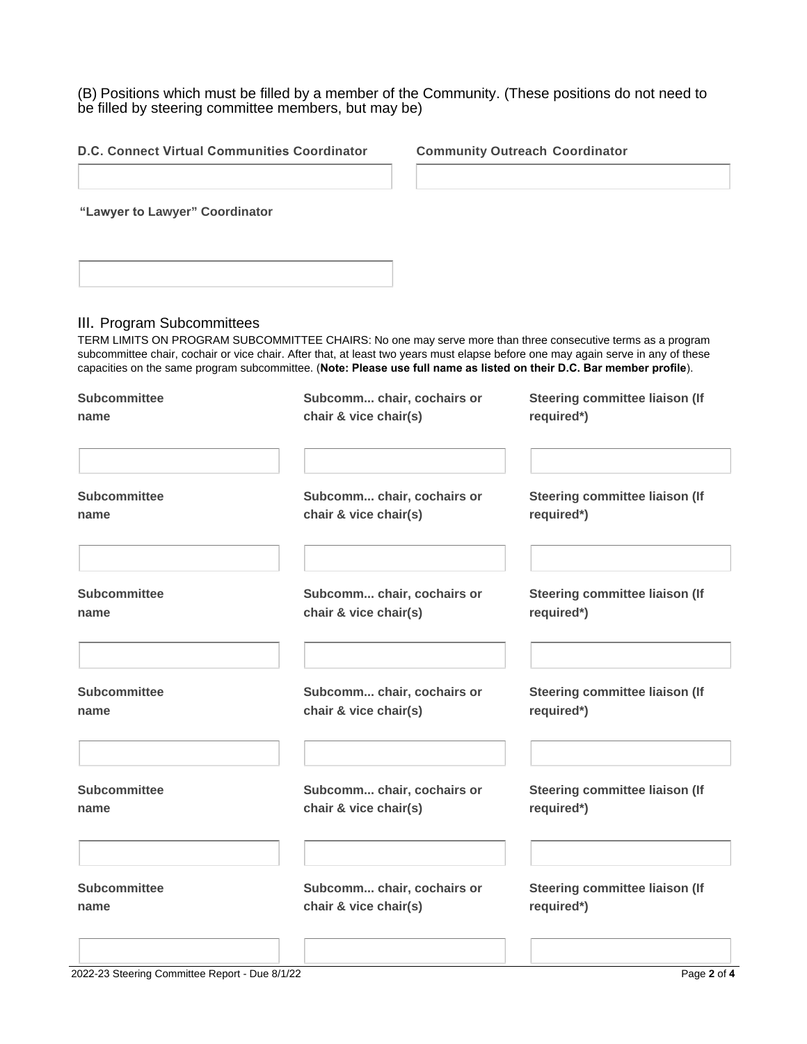(B) Positions which must be filled by a member of the Community. (These positions do not need to be filled by steering committee members, but may be)

| D.C. Connect Virtual Communities Coordinator | Community Outreach Coordinator |
| --- | --- |
| | |

| "Lawyer to Lawyer" Coordinator |
| --- |
| |

## III. Program Subcommittees

TERM LIMITS ON PROGRAM SUBCOMMITTEE CHAIRS: No one may serve more than three consecutive terms as a program subcommittee chair, cochair or vice chair. After that, at least two years must elapse before one may again serve in any of these capacities on the same program subcommittee. (**Note: Please use full name as listed on their D.C. Bar member profile**).

| Subcommittee name | Subcomm... chair, cochairs or chair & vice chair(s) | Steering committee liaison (If required*) |
| --- | --- | --- |
| | | |
| **Subcommittee name** | **Subcomm... chair, cochairs or chair & vice chair(s)** | **Steering committee liaison (If required*)** |
| | | |
| **Subcommittee name** | **Subcomm... chair, cochairs or chair & vice chair(s)** | **Steering committee liaison (If required*)** |
| | | |
| **Subcommittee name** | **Subcomm... chair, cochairs or chair & vice chair(s)** | **Steering committee liaison (If required*)** |
| | | |
| **Subcommittee name** | **Subcomm... chair, cochairs or chair & vice chair(s)** | **Steering committee liaison (If required*)** |
| | | |
| **Subcommittee name** | **Subcomm... chair, cochairs or chair & vice chair(s)** | **Steering committee liaison (If required*)** |
| | | |

2022-23 Steering Committee Report - Due 8/1/22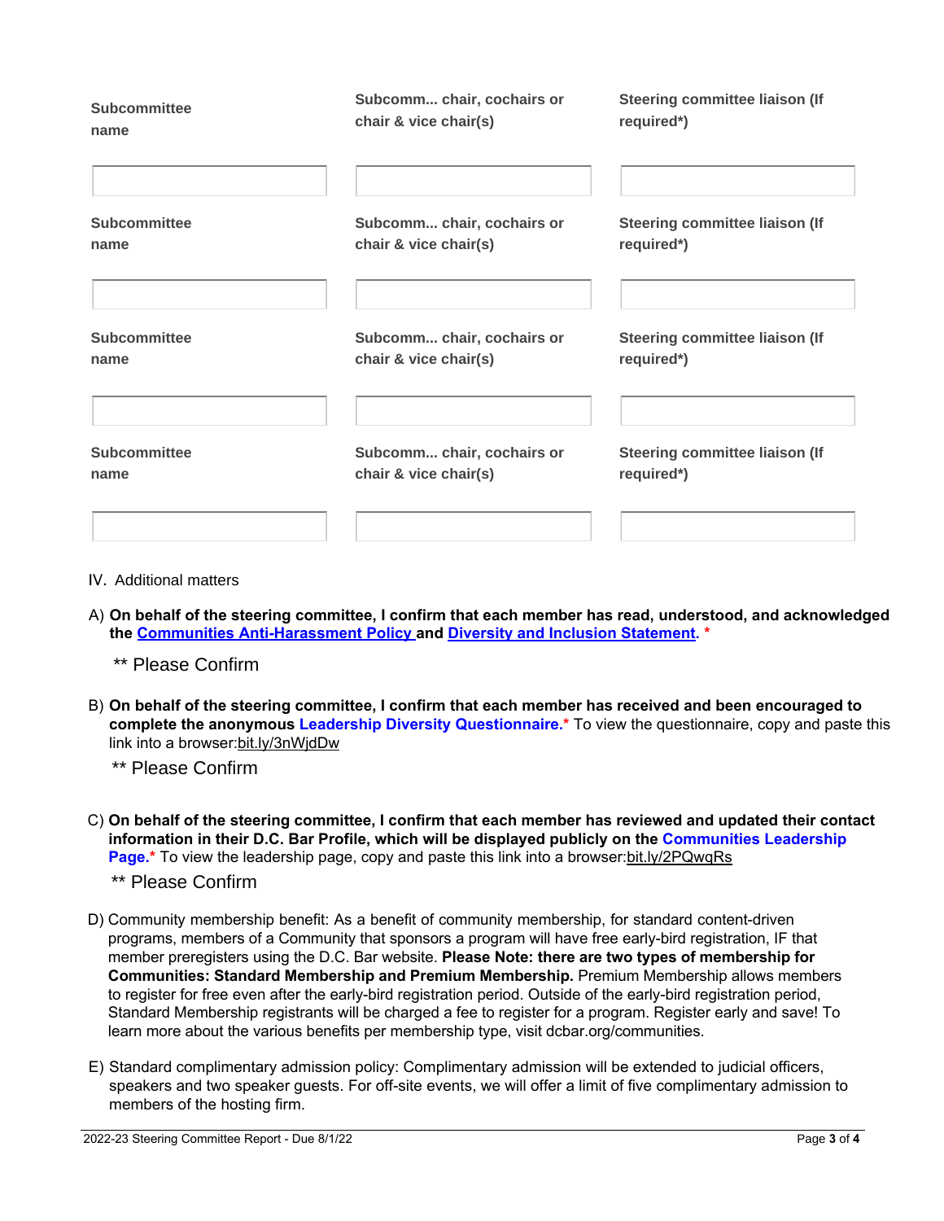| Subcommittee name | Subcomm... chair, cochairs or chair & vice chair(s) | Steering committee liaison (If required*) |
| --- | --- | --- |
| | | |

| Subcommittee name | Subcomm... chair, cochairs or chair & vice chair(s) | Steering committee liaison (If required*) |
| --- | --- | --- |
| | | |

| Subcommittee name | Subcomm... chair, cochairs or chair & vice chair(s) | Steering committee liaison (If required*) |
| --- | --- | --- |
| | | |

| Subcommittee name | Subcomm... chair, cochairs or chair & vice chair(s) | Steering committee liaison (If required*) |
| --- | --- | --- |
| | | |

IV. Additional matters

A) **On behalf of the steering committee, I confirm that each member has read, understood, and acknowledged the Communities Anti-Harassment Policy and Diversity and Inclusion Statement.** *

** Please Confirm

B) **On behalf of the steering committee, I confirm that each member has received and been encouraged to complete the anonymous Leadership Diversity Questionnaire.*** To view the questionnaire, copy and paste this link into a browser:bit.ly/3nWjdDw

** Please Confirm

C) **On behalf of the steering committee, I confirm that each member has reviewed and updated their contact information in their D.C. Bar Profile, which will be displayed publicly on the Communities Leadership Page.*** To view the leadership page, copy and paste this link into a browser:bit.ly/2PQwqRs

** Please Confirm

D) Community membership benefit: As a benefit of community membership, for standard content-driven programs, members of a Community that sponsors a program will have free early-bird registration, IF that member preregisters using the D.C. Bar website. **Please Note: there are two types of membership for Communities: Standard Membership and Premium Membership.** Premium Membership allows members to register for free even after the early-bird registration period. Outside of the early-bird registration period, Standard Membership registrants will be charged a fee to register for a program. Register early and save! To learn more about the various benefits per membership type, visit dcbar.org/communities.

E) Standard complimentary admission policy: Complimentary admission will be extended to judicial officers, speakers and two speaker guests. For off-site events, we will offer a limit of five complimentary admission to members of the hosting firm.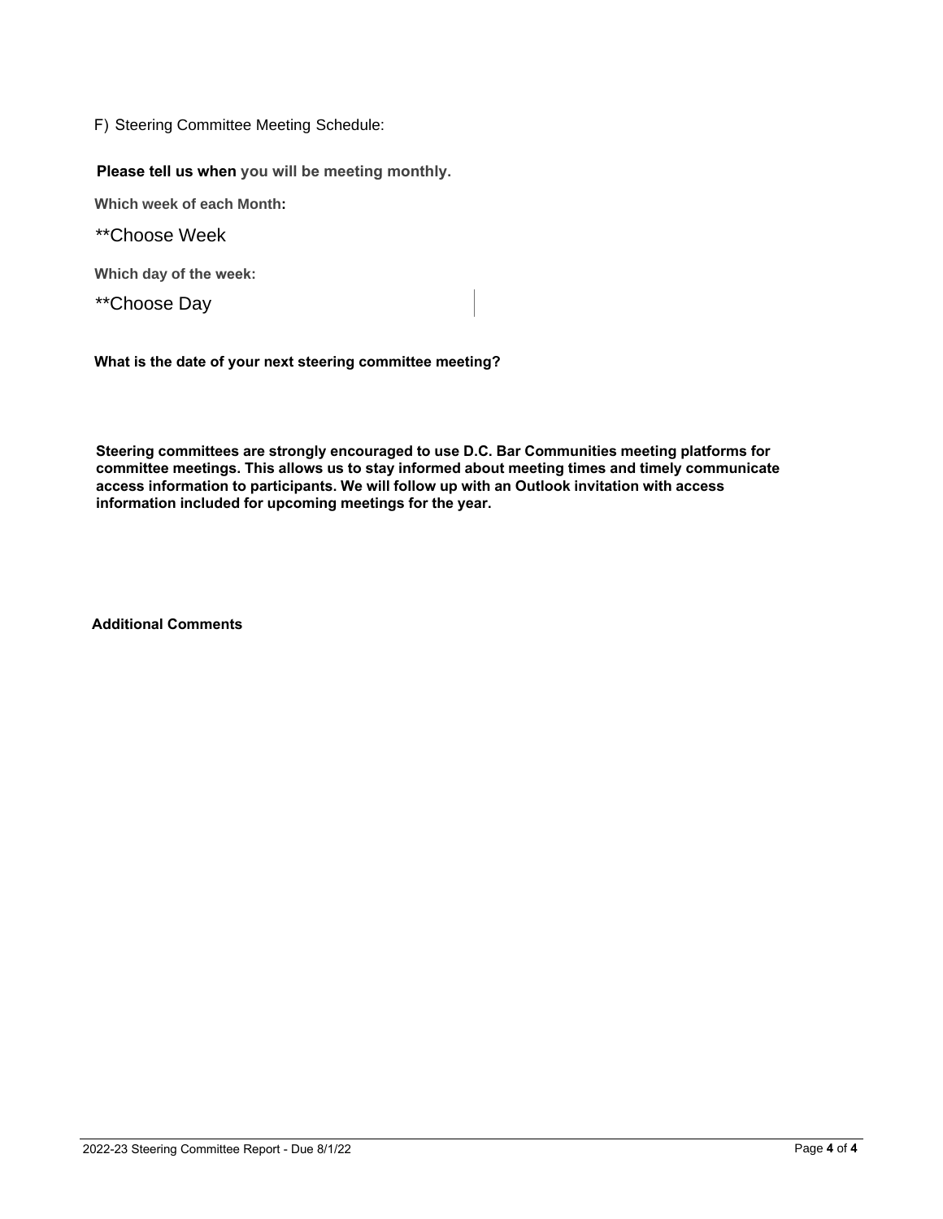F) Steering Committee Meeting Schedule:

**Please tell us when you will be meeting monthly.**

**Which week of each Month:**

**Choose Week

**Which day of the week:**

**Choose Day

**What is the date of your next steering committee meeting?**

**Steering committees are strongly encouraged to use D.C. Bar Communities meeting platforms for committee meetings. This allows us to stay informed about meeting times and timely communicate access information to participants. We will follow up with an Outlook invitation with access information included for upcoming meetings for the year.**

**Additional Comments**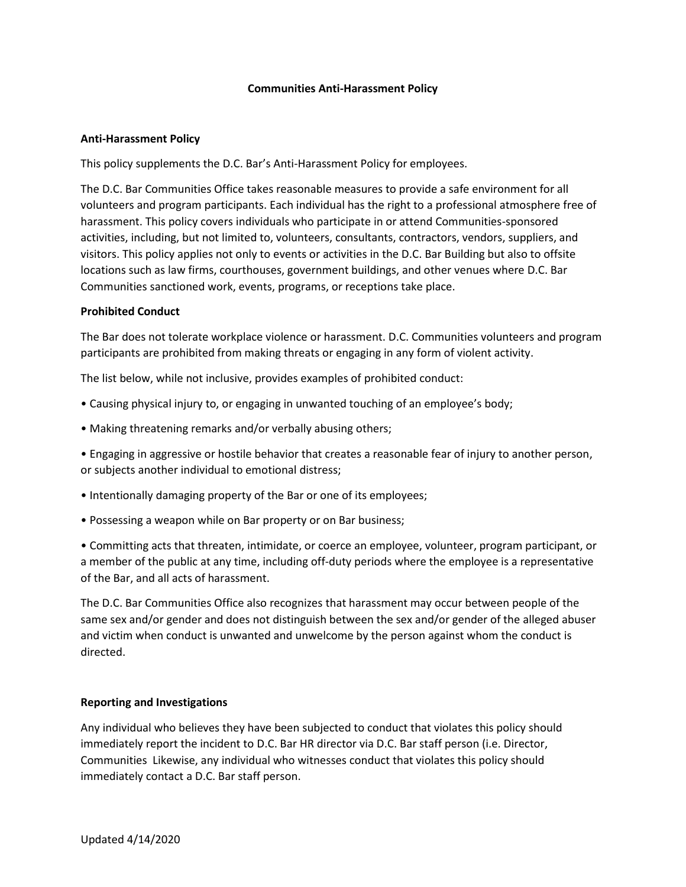**Communities Anti-Harassment Policy**

**Anti-Harassment Policy**

This policy supplements the D.C. Bar's Anti-Harassment Policy for employees.

The D.C. Bar Communities Office takes reasonable measures to provide a safe environment for all volunteers and program participants. Each individual has the right to a professional atmosphere free of harassment. This policy covers individuals who participate in or attend Communities-sponsored activities, including, but not limited to, volunteers, consultants, contractors, vendors, suppliers, and visitors. This policy applies not only to events or activities in the D.C. Bar Building but also to offsite locations such as law firms, courthouses, government buildings, and other venues where D.C. Bar Communities sanctioned work, events, programs, or receptions take place.

**Prohibited Conduct**

The Bar does not tolerate workplace violence or harassment. D.C. Communities volunteers and program participants are prohibited from making threats or engaging in any form of violent activity.

The list below, while not inclusive, provides examples of prohibited conduct:

- Causing physical injury to, or engaging in unwanted touching of an employee's body;
- Making threatening remarks and/or verbally abusing others;
- Engaging in aggressive or hostile behavior that creates a reasonable fear of injury to another person, or subjects another individual to emotional distress;
- Intentionally damaging property of the Bar or one of its employees;
- Possessing a weapon while on Bar property or on Bar business;
- Committing acts that threaten, intimidate, or coerce an employee, volunteer, program participant, or a member of the public at any time, including off-duty periods where the employee is a representative of the Bar, and all acts of harassment.

The D.C. Bar Communities Office also recognizes that harassment may occur between people of the same sex and/or gender and does not distinguish between the sex and/or gender of the alleged abuser and victim when conduct is unwanted and unwelcome by the person against whom the conduct is directed.

**Reporting and Investigations**

Any individual who believes they have been subjected to conduct that violates this policy should immediately report the incident to D.C. Bar HR director via D.C. Bar staff person (i.e. Director, Communities Likewise, any individual who witnesses conduct that violates this policy should immediately contact a D.C. Bar staff person.

Updated 4/14/2020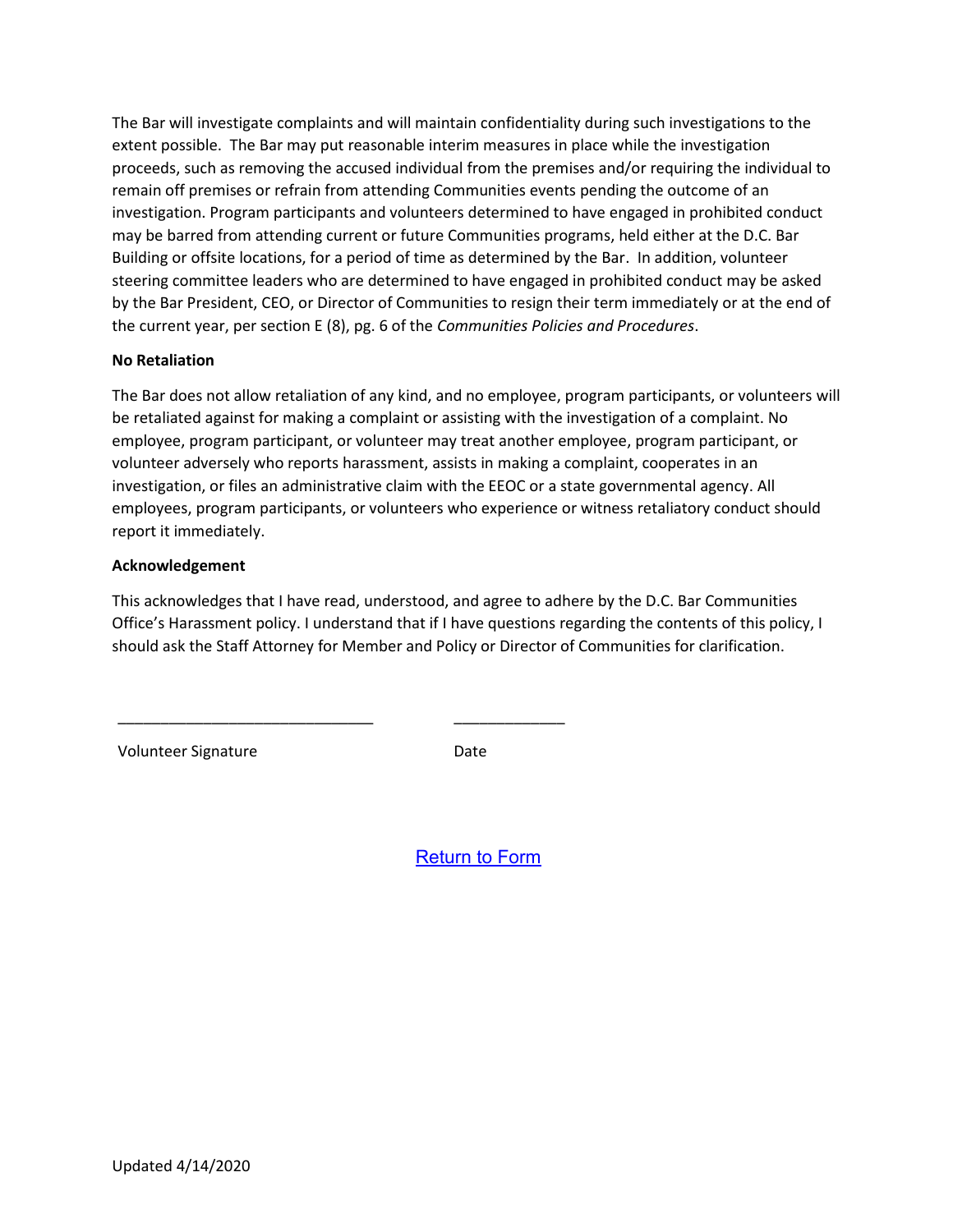The Bar will investigate complaints and will maintain confidentiality during such investigations to the extent possible. The Bar may put reasonable interim measures in place while the investigation proceeds, such as removing the accused individual from the premises and/or requiring the individual to remain off premises or refrain from attending Communities events pending the outcome of an investigation. Program participants and volunteers determined to have engaged in prohibited conduct may be barred from attending current or future Communities programs, held either at the D.C. Bar Building or offsite locations, for a period of time as determined by the Bar. In addition, volunteer steering committee leaders who are determined to have engaged in prohibited conduct may be asked by the Bar President, CEO, or Director of Communities to resign their term immediately or at the end of the current year, per section E (8), pg. 6 of the *Communities Policies and Procedures*.

**No Retaliation**

The Bar does not allow retaliation of any kind, and no employee, program participants, or volunteers will be retaliated against for making a complaint or assisting with the investigation of a complaint. No employee, program participant, or volunteer may treat another employee, program participant, or volunteer adversely who reports harassment, assists in making a complaint, cooperates in an investigation, or files an administrative claim with the EEOC or a state governmental agency. All employees, program participants, or volunteers who experience or witness retaliatory conduct should report it immediately.

**Acknowledgement**

This acknowledges that I have read, understood, and agree to adhere by the D.C. Bar Communities Office's Harassment policy. I understand that if I have questions regarding the contents of this policy, I should ask the Staff Attorney for Member and Policy or Director of Communities for clarification.

______________________________ &nbsp;&nbsp;&nbsp;&nbsp;&nbsp;&nbsp;&nbsp;&nbsp; _____________

Volunteer Signature &nbsp;&nbsp;&nbsp;&nbsp;&nbsp;&nbsp;&nbsp;&nbsp;&nbsp;&nbsp;&nbsp;&nbsp;&nbsp;&nbsp;&nbsp;&nbsp;&nbsp;&nbsp;&nbsp;&nbsp;&nbsp;&nbsp;&nbsp;&nbsp; Date

Return to Form

Updated 4/14/2020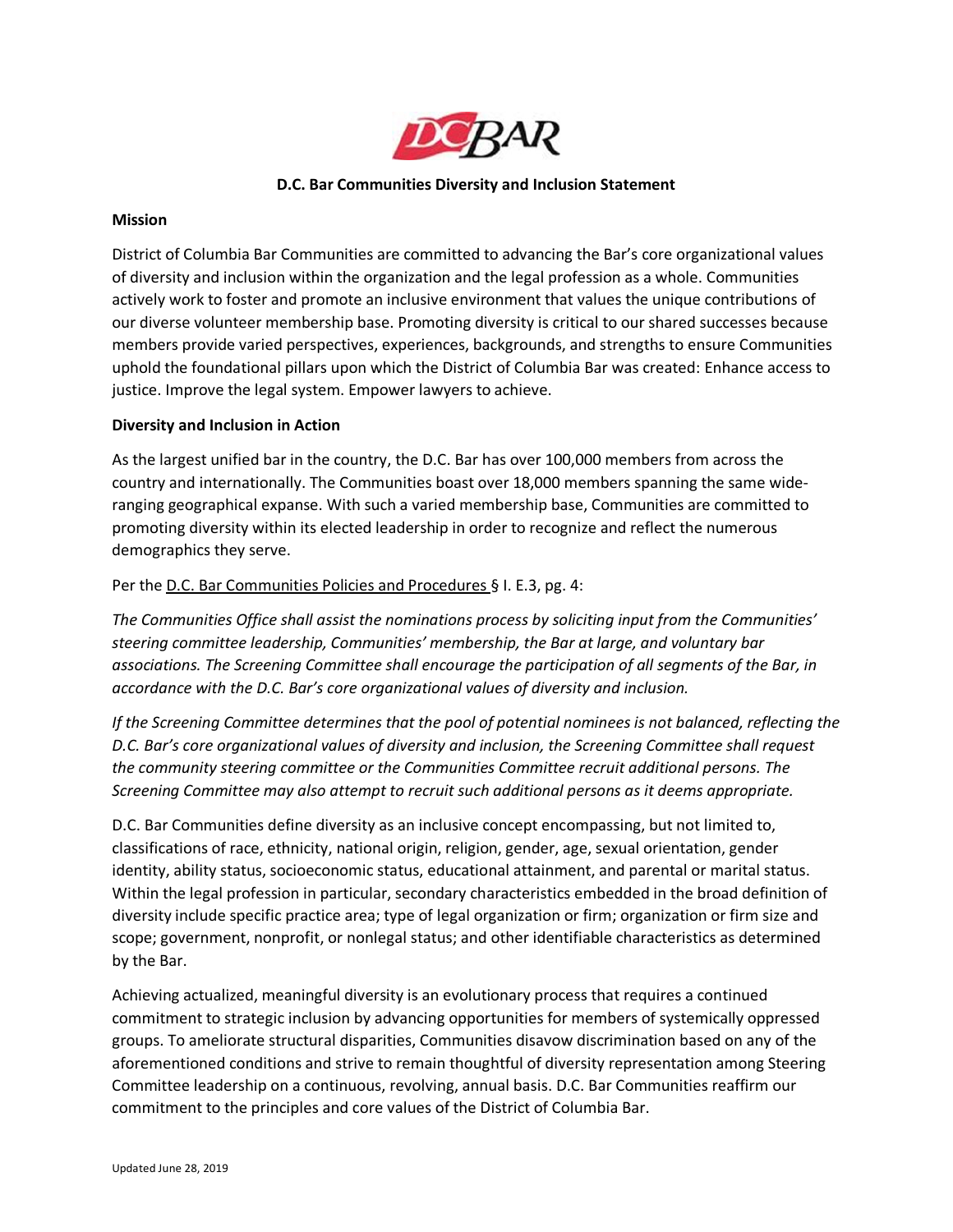# D.C. Bar Communities Diversity and Inclusion Statement

**Mission**

District of Columbia Bar Communities are committed to advancing the Bar's core organizational values of diversity and inclusion within the organization and the legal profession as a whole. Communities actively work to foster and promote an inclusive environment that values the unique contributions of our diverse volunteer membership base. Promoting diversity is critical to our shared successes because members provide varied perspectives, experiences, backgrounds, and strengths to ensure Communities uphold the foundational pillars upon which the District of Columbia Bar was created: Enhance access to justice. Improve the legal system. Empower lawyers to achieve.

**Diversity and Inclusion in Action**

As the largest unified bar in the country, the D.C. Bar has over 100,000 members from across the country and internationally. The Communities boast over 18,000 members spanning the same wide-ranging geographical expanse. With such a varied membership base, Communities are committed to promoting diversity within its elected leadership in order to recognize and reflect the numerous demographics they serve.

Per the D.C. Bar Communities Policies and Procedures § I. E.3, pg. 4:

*The Communities Office shall assist the nominations process by soliciting input from the Communities' steering committee leadership, Communities' membership, the Bar at large, and voluntary bar associations. The Screening Committee shall encourage the participation of all segments of the Bar, in accordance with the D.C. Bar's core organizational values of diversity and inclusion.*

*If the Screening Committee determines that the pool of potential nominees is not balanced, reflecting the D.C. Bar's core organizational values of diversity and inclusion, the Screening Committee shall request the community steering committee or the Communities Committee recruit additional persons. The Screening Committee may also attempt to recruit such additional persons as it deems appropriate.*

D.C. Bar Communities define diversity as an inclusive concept encompassing, but not limited to, classifications of race, ethnicity, national origin, religion, gender, age, sexual orientation, gender identity, ability status, socioeconomic status, educational attainment, and parental or marital status. Within the legal profession in particular, secondary characteristics embedded in the broad definition of diversity include specific practice area; type of legal organization or firm; organization or firm size and scope; government, nonprofit, or nonlegal status; and other identifiable characteristics as determined by the Bar.

Achieving actualized, meaningful diversity is an evolutionary process that requires a continued commitment to strategic inclusion by advancing opportunities for members of systemically oppressed groups. To ameliorate structural disparities, Communities disavow discrimination based on any of the aforementioned conditions and strive to remain thoughtful of diversity representation among Steering Committee leadership on a continuous, revolving, annual basis. D.C. Bar Communities reaffirm our commitment to the principles and core values of the District of Columbia Bar.

Updated June 28, 2019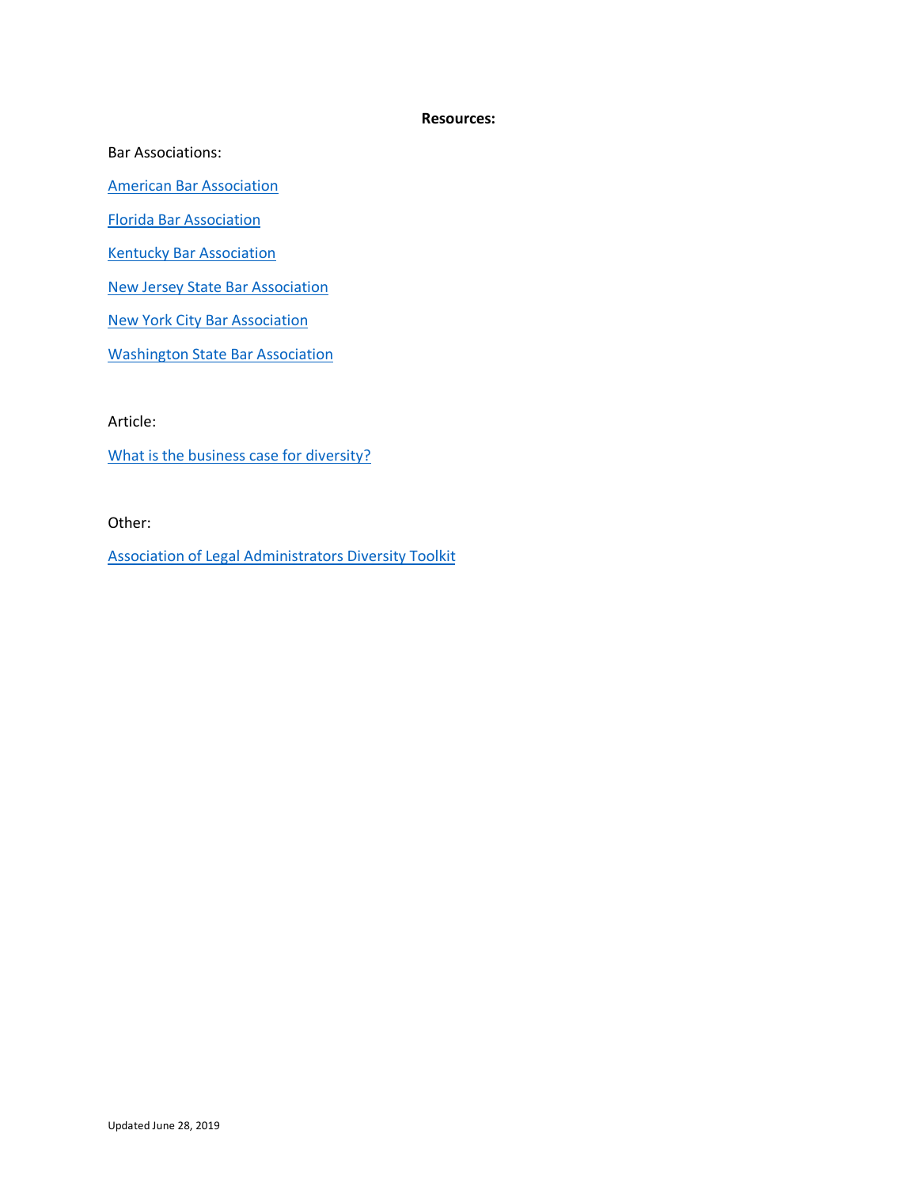**Resources:**

Bar Associations:

American Bar Association

Florida Bar Association

Kentucky Bar Association

New Jersey State Bar Association

New York City Bar Association

Washington State Bar Association

Article:

What is the business case for diversity?

Other:

Association of Legal Administrators Diversity Toolkit

Updated June 28, 2019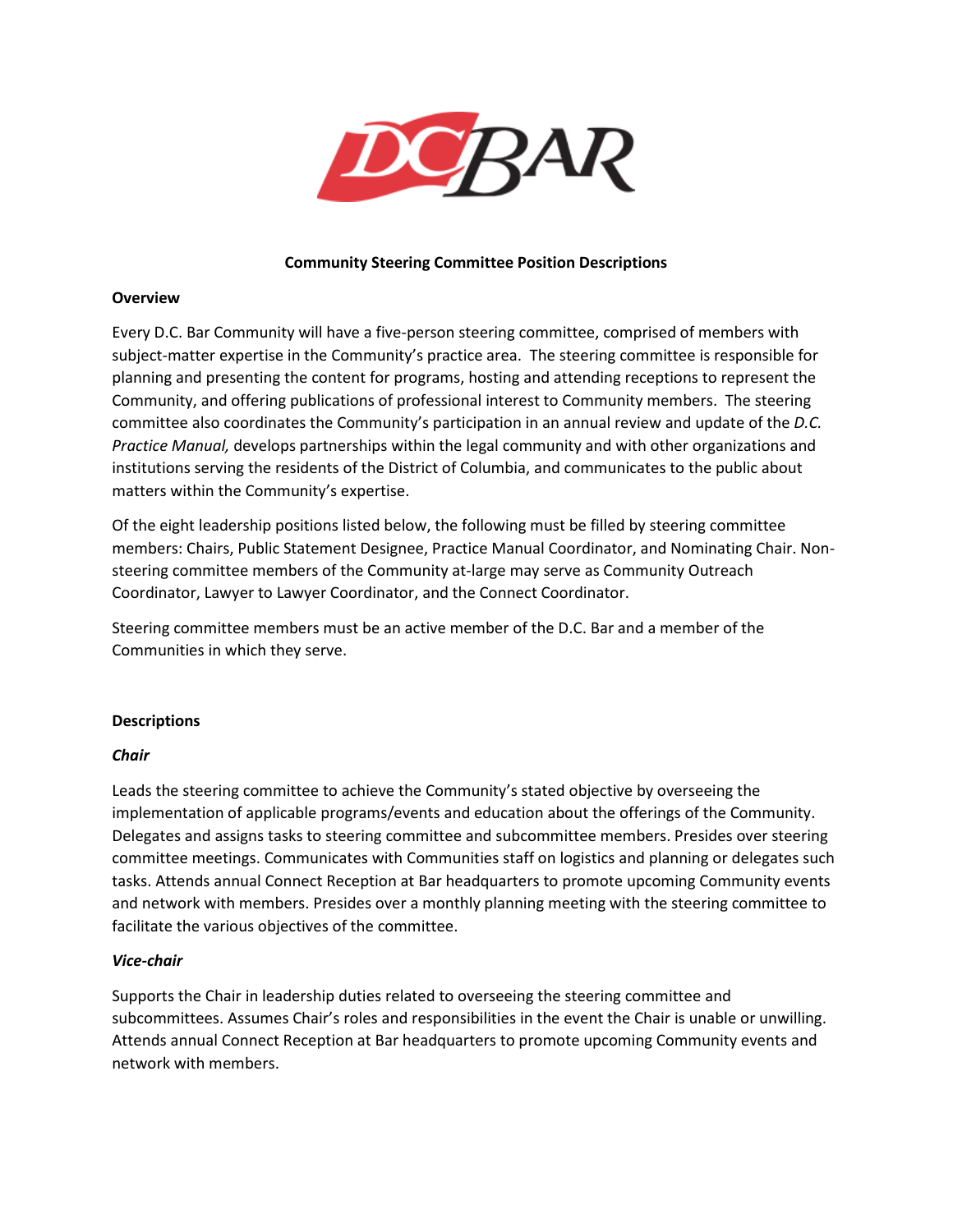**Community Steering Committee Position Descriptions**

**Overview**

Every D.C. Bar Community will have a five-person steering committee, comprised of members with subject-matter expertise in the Community's practice area. The steering committee is responsible for planning and presenting the content for programs, hosting and attending receptions to represent the Community, and offering publications of professional interest to Community members. The steering committee also coordinates the Community's participation in an annual review and update of the *D.C. Practice Manual,* develops partnerships within the legal community and with other organizations and institutions serving the residents of the District of Columbia, and communicates to the public about matters within the Community's expertise.

Of the eight leadership positions listed below, the following must be filled by steering committee members: Chairs, Public Statement Designee, Practice Manual Coordinator, and Nominating Chair. Non-steering committee members of the Community at-large may serve as Community Outreach Coordinator, Lawyer to Lawyer Coordinator, and the Connect Coordinator.

Steering committee members must be an active member of the D.C. Bar and a member of the Communities in which they serve.

**Descriptions**

***Chair***

Leads the steering committee to achieve the Community's stated objective by overseeing the implementation of applicable programs/events and education about the offerings of the Community. Delegates and assigns tasks to steering committee and subcommittee members. Presides over steering committee meetings. Communicates with Communities staff on logistics and planning or delegates such tasks. Attends annual Connect Reception at Bar headquarters to promote upcoming Community events and network with members. Presides over a monthly planning meeting with the steering committee to facilitate the various objectives of the committee.

***Vice-chair***

Supports the Chair in leadership duties related to overseeing the steering committee and subcommittees. Assumes Chair's roles and responsibilities in the event the Chair is unable or unwilling. Attends annual Connect Reception at Bar headquarters to promote upcoming Community events and network with members.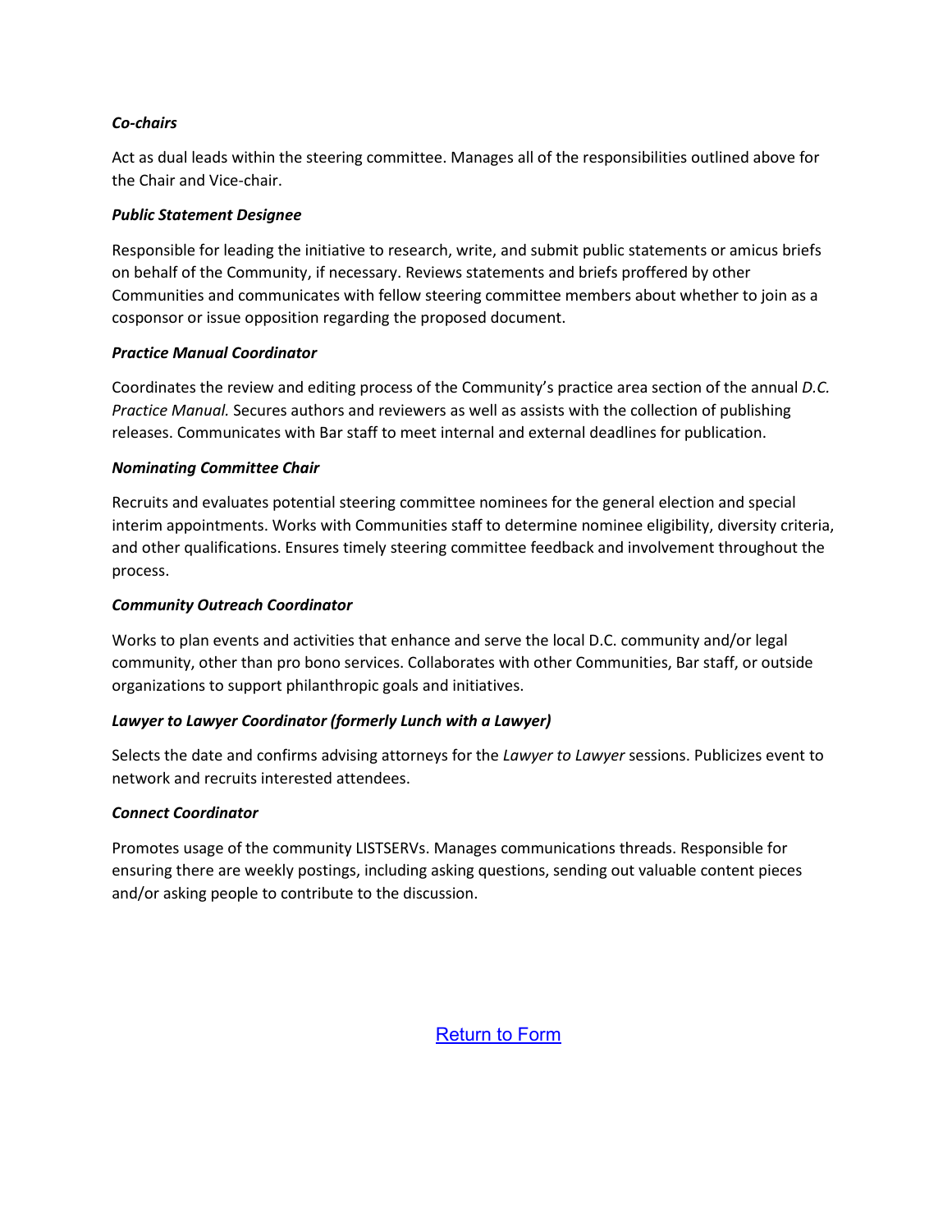***Co-chairs***

Act as dual leads within the steering committee. Manages all of the responsibilities outlined above for the Chair and Vice-chair.

***Public Statement Designee***

Responsible for leading the initiative to research, write, and submit public statements or amicus briefs on behalf of the Community, if necessary. Reviews statements and briefs proffered by other Communities and communicates with fellow steering committee members about whether to join as a cosponsor or issue opposition regarding the proposed document.

***Practice Manual Coordinator***

Coordinates the review and editing process of the Community's practice area section of the annual *D.C. Practice Manual.* Secures authors and reviewers as well as assists with the collection of publishing releases. Communicates with Bar staff to meet internal and external deadlines for publication.

***Nominating Committee Chair***

Recruits and evaluates potential steering committee nominees for the general election and special interim appointments. Works with Communities staff to determine nominee eligibility, diversity criteria, and other qualifications. Ensures timely steering committee feedback and involvement throughout the process.

***Community Outreach Coordinator***

Works to plan events and activities that enhance and serve the local D.C. community and/or legal community, other than pro bono services. Collaborates with other Communities, Bar staff, or outside organizations to support philanthropic goals and initiatives.

***Lawyer to Lawyer Coordinator (formerly Lunch with a Lawyer)***

Selects the date and confirms advising attorneys for the *Lawyer to Lawyer* sessions. Publicizes event to network and recruits interested attendees.

***Connect Coordinator***

Promotes usage of the community LISTSERVs. Manages communications threads. Responsible for ensuring there are weekly postings, including asking questions, sending out valuable content pieces and/or asking people to contribute to the discussion.

Return to Form